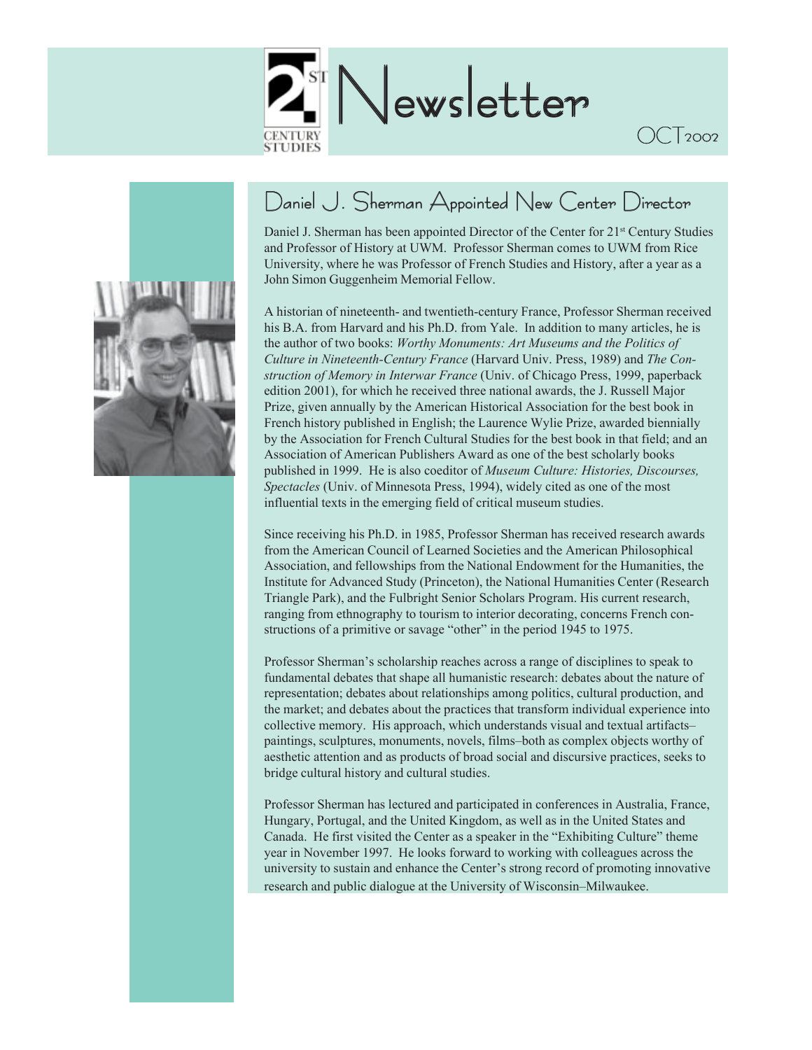# 21st Century Studies Newsletter

OCT 2002

## Daniel J. Sherman Appointed New Center Director

Daniel J. Sherman has been appointed Director of the Center for 21st Century Studies and Professor of History at UWM. Professor Sherman comes to UWM from Rice University, where he was Professor of French Studies and History, after a year as a John Simon Guggenheim Memorial Fellow.

A historian of nineteenth- and twentieth-century France, Professor Sherman received his B.A. from Harvard and his Ph.D. from Yale. In addition to many articles, he is the author of two books: *Worthy Monuments: Art Museums and the Politics of Culture in Nineteenth-Century France* (Harvard Univ. Press, 1989) and *The Construction of Memory in Interwar France* (Univ. of Chicago Press, 1999, paperback edition 2001), for which he received three national awards, the J. Russell Major Prize, given annually by the American Historical Association for the best book in French history published in English; the Laurence Wylie Prize, awarded biennially by the Association for French Cultural Studies for the best book in that field; and an Association of American Publishers Award as one of the best scholarly books published in 1999. He is also coeditor of *Museum Culture: Histories, Discourses, Spectacles* (Univ. of Minnesota Press, 1994), widely cited as one of the most influential texts in the emerging field of critical museum studies.

Since receiving his Ph.D. in 1985, Professor Sherman has received research awards from the American Council of Learned Societies and the American Philosophical Association, and fellowships from the National Endowment for the Humanities, the Institute for Advanced Study (Princeton), the National Humanities Center (Research Triangle Park), and the Fulbright Senior Scholars Program. His current research, ranging from ethnography to tourism to interior decorating, concerns French constructions of a primitive or savage "other" in the period 1945 to 1975.

Professor Sherman's scholarship reaches across a range of disciplines to speak to fundamental debates that shape all humanistic research: debates about the nature of representation; debates about relationships among politics, cultural production, and the market; and debates about the practices that transform individual experience into collective memory. His approach, which understands visual and textual artifacts–paintings, sculptures, monuments, novels, films–both as complex objects worthy of aesthetic attention and as products of broad social and discursive practices, seeks to bridge cultural history and cultural studies.

Professor Sherman has lectured and participated in conferences in Australia, France, Hungary, Portugal, and the United Kingdom, as well as in the United States and Canada. He first visited the Center as a speaker in the "Exhibiting Culture" theme year in November 1997. He looks forward to working with colleagues across the university to sustain and enhance the Center's strong record of promoting innovative research and public dialogue at the University of Wisconsin–Milwaukee.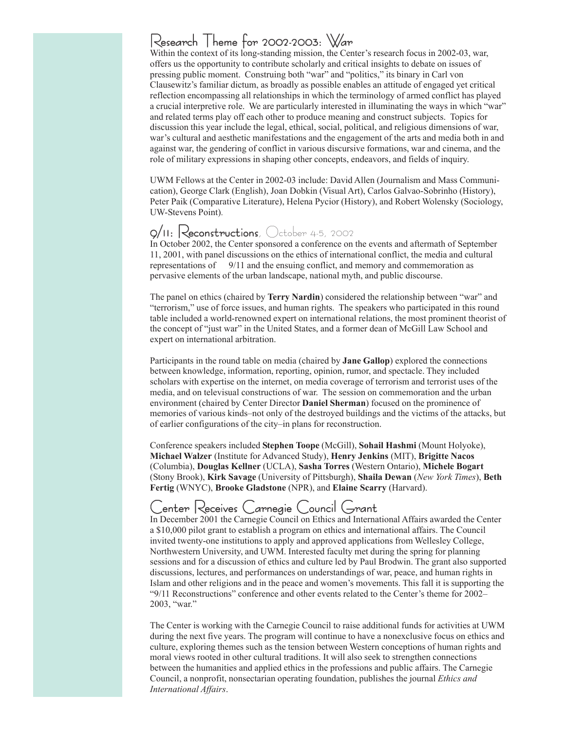## Research Theme for 2002-2003: War

Within the context of its long-standing mission, the Center's research focus in 2002-03, war, offers us the opportunity to contribute scholarly and critical insights to debate on issues of pressing public moment. Construing both "war" and "politics," its binary in Carl von Clausewitz's familiar dictum, as broadly as possible enables an attitude of engaged yet critical reflection encompassing all relationships in which the terminology of armed conflict has played a crucial interpretive role. We are particularly interested in illuminating the ways in which "war" and related terms play off each other to produce meaning and construct subjects. Topics for discussion this year include the legal, ethical, social, political, and religious dimensions of war, war's cultural and aesthetic manifestations and the engagement of the arts and media both in and against war, the gendering of conflict in various discursive formations, war and cinema, and the role of military expressions in shaping other concepts, endeavors, and fields of inquiry.

UWM Fellows at the Center in 2002-03 include: David Allen (Journalism and Mass Communication), George Clark (English), Joan Dobkin (Visual Art), Carlos Galvao-Sobrinho (History), Peter Paik (Comparative Literature), Helena Pycior (History), and Robert Wolensky (Sociology, UW-Stevens Point).

## 9/11: Reconstructions, October 4-5, 2002

In October 2002, the Center sponsored a conference on the events and aftermath of September 11, 2001, with panel discussions on the ethics of international conflict, the media and cultural representations of 9/11 and the ensuing conflict, and memory and commemoration as pervasive elements of the urban landscape, national myth, and public discourse.

The panel on ethics (chaired by **Terry Nardin**) considered the relationship between "war" and "terrorism," use of force issues, and human rights. The speakers who participated in this round table included a world-renowned expert on international relations, the most prominent theorist of the concept of "just war" in the United States, and a former dean of McGill Law School and expert on international arbitration.

Participants in the round table on media (chaired by **Jane Gallop**) explored the connections between knowledge, information, reporting, opinion, rumor, and spectacle. They included scholars with expertise on the internet, on media coverage of terrorism and terrorist uses of the media, and on televisual constructions of war. The session on commemoration and the urban environment (chaired by Center Director **Daniel Sherman**) focused on the prominence of memories of various kinds–not only of the destroyed buildings and the victims of the attacks, but of earlier configurations of the city–in plans for reconstruction.

Conference speakers included **Stephen Toope** (McGill), **Sohail Hashmi** (Mount Holyoke), **Michael Walzer** (Institute for Advanced Study), **Henry Jenkins** (MIT), **Brigitte Nacos** (Columbia), **Douglas Kellner** (UCLA), **Sasha Torres** (Western Ontario), **Michele Bogart** (Stony Brook), **Kirk Savage** (University of Pittsburgh), **Shaila Dewan** (*New York Times*), **Beth Fertig** (WNYC), **Brooke Gladstone** (NPR), and **Elaine Scarry** (Harvard).

## Center Receives Carnegie Council Grant

In December 2001 the Carnegie Council on Ethics and International Affairs awarded the Center a $10,000 pilot grant to establish a program on ethics and international affairs. The Council invited twenty-one institutions to apply and approved applications from Wellesley College, Northwestern University, and UWM. Interested faculty met during the spring for planning sessions and for a discussion of ethics and culture led by Paul Brodwin. The grant also supported discussions, lectures, and performances on understandings of war, peace, and human rights in Islam and other religions and in the peace and women's movements. This fall it is supporting the "9/11 Reconstructions" conference and other events related to the Center's theme for 2002–2003, "war."

The Center is working with the Carnegie Council to raise additional funds for activities at UWM during the next five years. The program will continue to have a nonexclusive focus on ethics and culture, exploring themes such as the tension between Western conceptions of human rights and moral views rooted in other cultural traditions. It will also seek to strengthen connections between the humanities and applied ethics in the professions and public affairs. The Carnegie Council, a nonprofit, nonsectarian operating foundation, publishes the journal *Ethics and International Affairs*.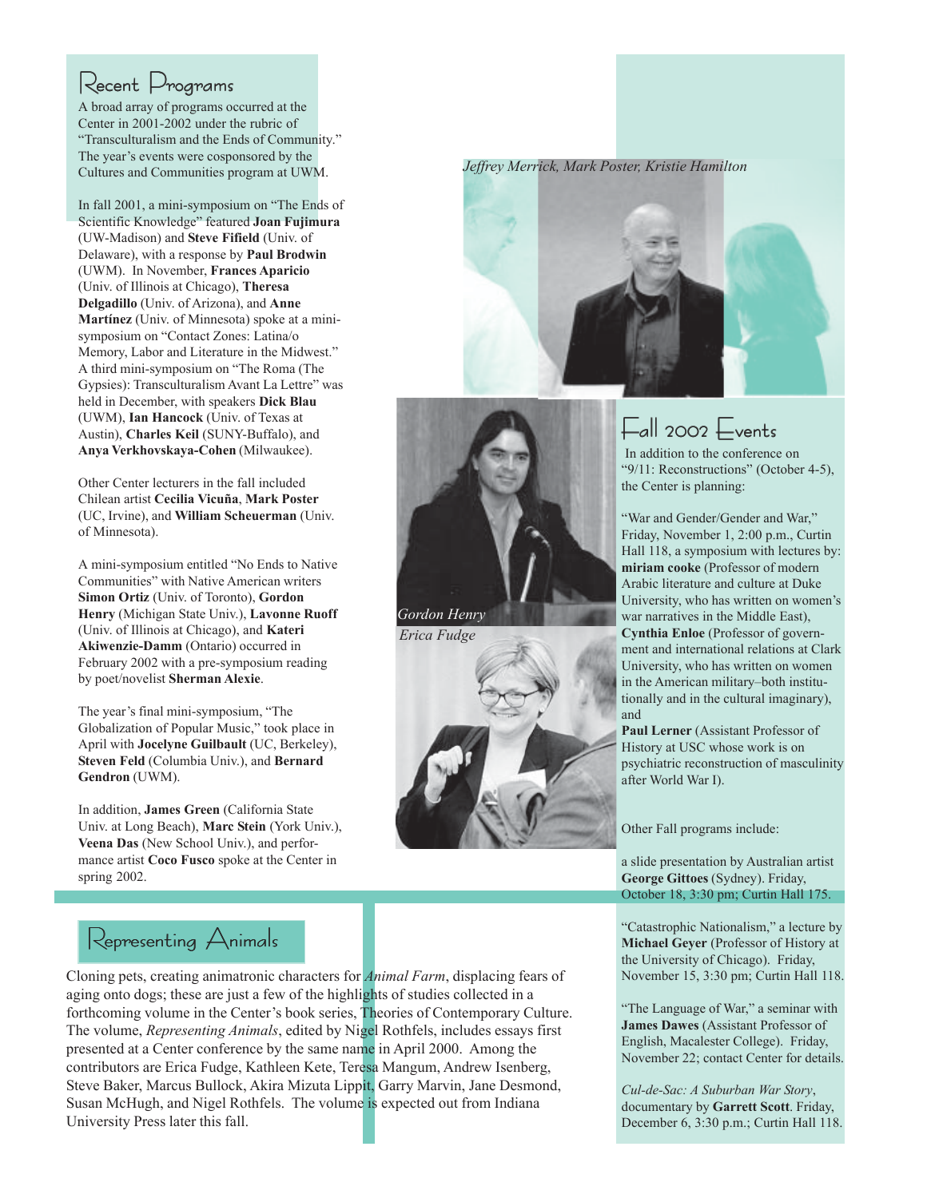## Recent Programs

A broad array of programs occurred at the Center in 2001-2002 under the rubric of "Transculturalism and the Ends of Community." The year's events were cosponsored by the Cultures and Communities program at UWM.

In fall 2001, a mini-symposium on "The Ends of Scientific Knowledge" featured **Joan Fujimura** (UW-Madison) and **Steve Fifield** (Univ. of Delaware), with a response by **Paul Brodwin** (UWM). In November, **Frances Aparicio** (Univ. of Illinois at Chicago), **Theresa Delgadillo** (Univ. of Arizona), and **Anne Martínez** (Univ. of Minnesota) spoke at a mini-symposium on "Contact Zones: Latina/o Memory, Labor and Literature in the Midwest." A third mini-symposium on "The Roma (The Gypsies): Transculturalism Avant La Lettre" was held in December, with speakers **Dick Blau** (UWM), **Ian Hancock** (Univ. of Texas at Austin), **Charles Keil** (SUNY-Buffalo), and **Anya Verkhovskaya-Cohen** (Milwaukee).

Other Center lecturers in the fall included Chilean artist **Cecilia Vicuña**, **Mark Poster** (UC, Irvine), and **William Scheuerman** (Univ. of Minnesota).

A mini-symposium entitled "No Ends to Native Communities" with Native American writers **Simon Ortiz** (Univ. of Toronto), **Gordon Henry** (Michigan State Univ.), **Lavonne Ruoff** (Univ. of Illinois at Chicago), and **Kateri Akiwenzie-Damm** (Ontario) occurred in February 2002 with a pre-symposium reading by poet/novelist **Sherman Alexie**.

The year's final mini-symposium, "The Globalization of Popular Music," took place in April with **Jocelyne Guilbault** (UC, Berkeley), **Steven Feld** (Columbia Univ.), and **Bernard Gendron** (UWM).

In addition, **James Green** (California State Univ. at Long Beach), **Marc Stein** (York Univ.), **Veena Das** (New School Univ.), and performance artist **Coco Fusco** spoke at the Center in spring 2002.

*Jeffrey Merrick, Mark Poster, Kristie Hamilton*

*Gordon Henry*

*Erica Fudge*

## Fall 2002 Events

In addition to the conference on "9/11: Reconstructions" (October 4-5), the Center is planning:

"War and Gender/Gender and War," Friday, November 1, 2:00 p.m., Curtin Hall 118, a symposium with lectures by: **miriam cooke** (Professor of modern Arabic literature and culture at Duke University, who has written on women's war narratives in the Middle East), **Cynthia Enloe** (Professor of government and international relations at Clark University, who has written on women in the American military–both institutionally and in the cultural imaginary), and
**Paul Lerner** (Assistant Professor of History at USC whose work is on psychiatric reconstruction of masculinity after World War I).

Other Fall programs include:

a slide presentation by Australian artist **George Gittoes** (Sydney). Friday, October 18, 3:30 pm; Curtin Hall 175.

"Catastrophic Nationalism," a lecture by **Michael Geyer** (Professor of History at the University of Chicago). Friday, November 15, 3:30 pm; Curtin Hall 118.

"The Language of War," a seminar with **James Dawes** (Assistant Professor of English, Macalester College). Friday, November 22; contact Center for details.

*Cul-de-Sac: A Suburban War Story*, documentary by **Garrett Scott**. Friday, December 6, 3:30 p.m.; Curtin Hall 118.

## Representing Animals

Cloning pets, creating animatronic characters for *Animal Farm*, displacing fears of aging onto dogs; these are just a few of the highlights of studies collected in a forthcoming volume in the Center's book series, Theories of Contemporary Culture. The volume, *Representing Animals*, edited by Nigel Rothfels, includes essays first presented at a Center conference by the same name in April 2000. Among the contributors are Erica Fudge, Kathleen Kete, Teresa Mangum, Andrew Isenberg, Steve Baker, Marcus Bullock, Akira Mizuta Lippit, Garry Marvin, Jane Desmond, Susan McHugh, and Nigel Rothfels. The volume is expected out from Indiana University Press later this fall.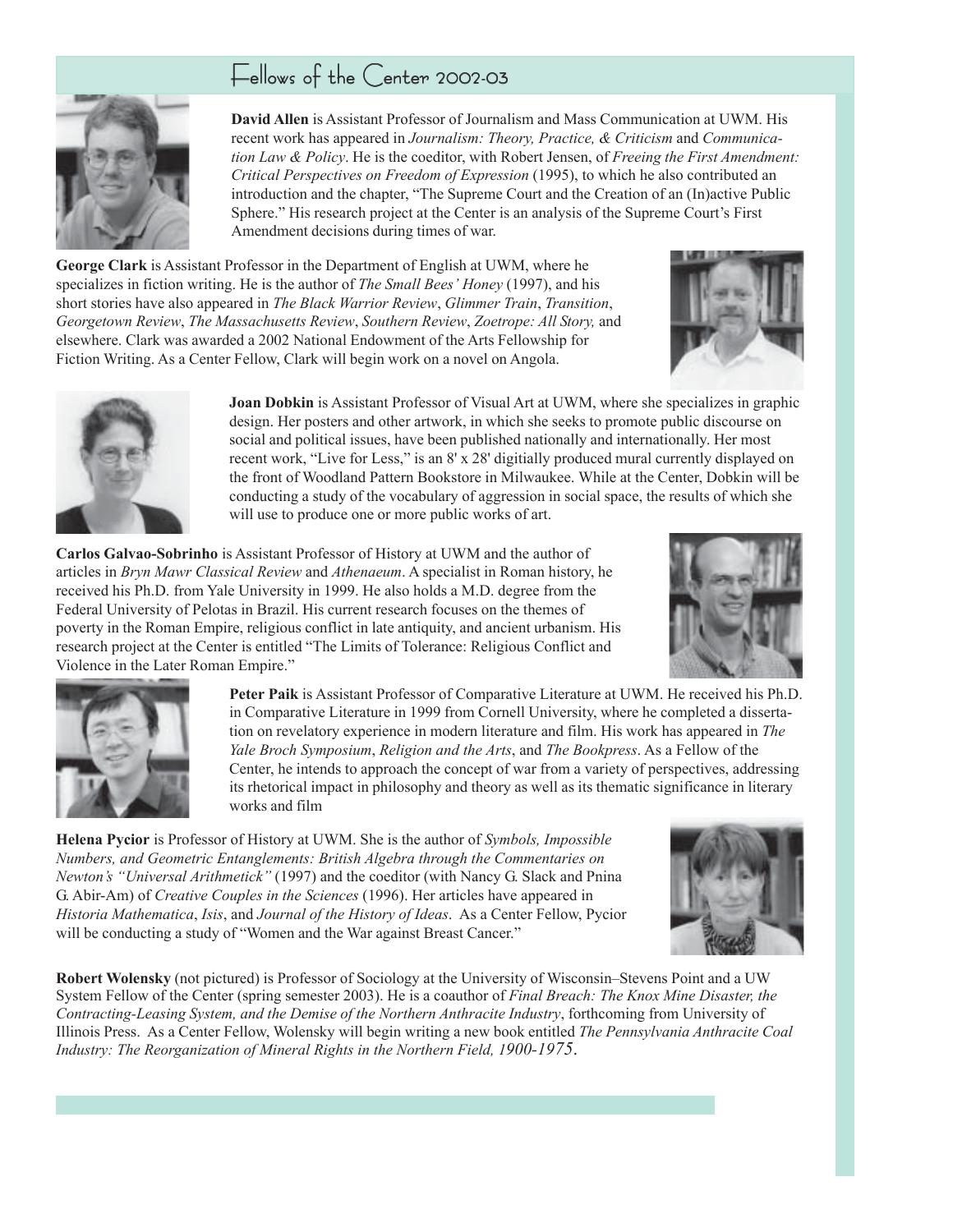# Fellows of the Center 2002-03

**David Allen** is Assistant Professor of Journalism and Mass Communication at UWM. His recent work has appeared in *Journalism: Theory, Practice, & Criticism* and *Communication Law & Policy*. He is the coeditor, with Robert Jensen, of *Freeing the First Amendment: Critical Perspectives on Freedom of Expression* (1995), to which he also contributed an introduction and the chapter, "The Supreme Court and the Creation of an (In)active Public Sphere." His research project at the Center is an analysis of the Supreme Court's First Amendment decisions during times of war.

**George Clark** is Assistant Professor in the Department of English at UWM, where he specializes in fiction writing. He is the author of *The Small Bees' Honey* (1997), and his short stories have also appeared in *The Black Warrior Review*, *Glimmer Train*, *Transition*, *Georgetown Review*, *The Massachusetts Review*, *Southern Review*, *Zoetrope: All Story,* and elsewhere. Clark was awarded a 2002 National Endowment of the Arts Fellowship for Fiction Writing. As a Center Fellow, Clark will begin work on a novel on Angola.

**Joan Dobkin** is Assistant Professor of Visual Art at UWM, where she specializes in graphic design. Her posters and other artwork, in which she seeks to promote public discourse on social and political issues, have been published nationally and internationally. Her most recent work, "Live for Less," is an 8' x 28' digitially produced mural currently displayed on the front of Woodland Pattern Bookstore in Milwaukee. While at the Center, Dobkin will be conducting a study of the vocabulary of aggression in social space, the results of which she will use to produce one or more public works of art.

**Carlos Galvao-Sobrinho** is Assistant Professor of History at UWM and the author of articles in *Bryn Mawr Classical Review* and *Athenaeum*. A specialist in Roman history, he received his Ph.D. from Yale University in 1999. He also holds a M.D. degree from the Federal University of Pelotas in Brazil. His current research focuses on the themes of poverty in the Roman Empire, religious conflict in late antiquity, and ancient urbanism. His research project at the Center is entitled "The Limits of Tolerance: Religious Conflict and Violence in the Later Roman Empire."

**Peter Paik** is Assistant Professor of Comparative Literature at UWM. He received his Ph.D. in Comparative Literature in 1999 from Cornell University, where he completed a dissertation on revelatory experience in modern literature and film. His work has appeared in *The Yale Broch Symposium*, *Religion and the Arts*, and *The Bookpress*. As a Fellow of the Center, he intends to approach the concept of war from a variety of perspectives, addressing its rhetorical impact in philosophy and theory as well as its thematic significance in literary works and film

**Helena Pycior** is Professor of History at UWM. She is the author of *Symbols, Impossible Numbers, and Geometric Entanglements: British Algebra through the Commentaries on Newton's "Universal Arithmetick"* (1997) and the coeditor (with Nancy G. Slack and Pnina G. Abir-Am) of *Creative Couples in the Sciences* (1996). Her articles have appeared in *Historia Mathematica*, *Isis*, and *Journal of the History of Ideas*. As a Center Fellow, Pycior will be conducting a study of "Women and the War against Breast Cancer."

**Robert Wolensky** (not pictured) is Professor of Sociology at the University of Wisconsin–Stevens Point and a UW System Fellow of the Center (spring semester 2003). He is a coauthor of *Final Breach: The Knox Mine Disaster, the Contracting-Leasing System, and the Demise of the Northern Anthracite Industry*, forthcoming from University of Illinois Press. As a Center Fellow, Wolensky will begin writing a new book entitled *The Pennsylvania Anthracite Coal Industry: The Reorganization of Mineral Rights in the Northern Field, 1900-1975.*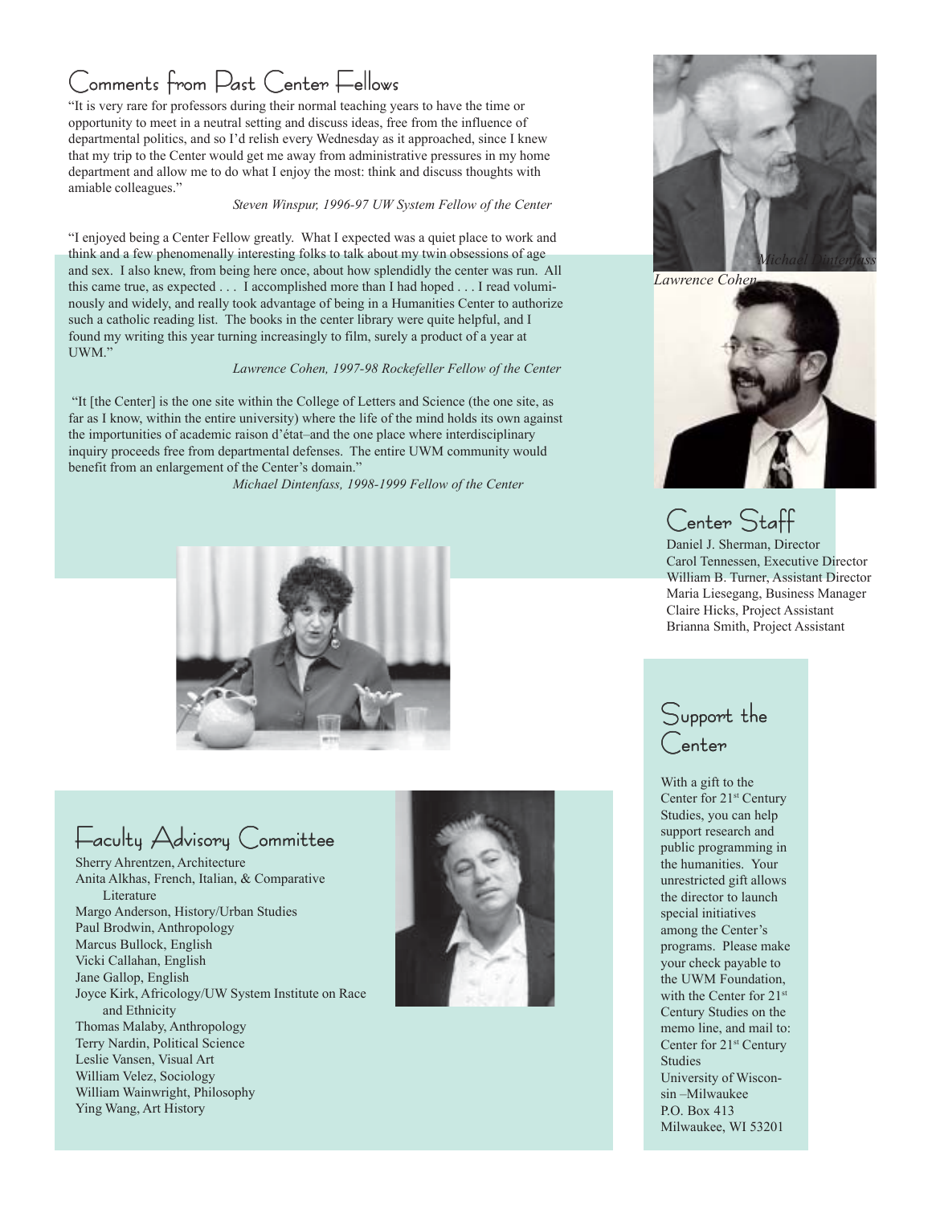## Comments from Past Center Fellows

"It is very rare for professors during their normal teaching years to have the time or opportunity to meet in a neutral setting and discuss ideas, free from the influence of departmental politics, and so I'd relish every Wednesday as it approached, since I knew that my trip to the Center would get me away from administrative pressures in my home department and allow me to do what I enjoy the most: think and discuss thoughts with amiable colleagues."

*Steven Winspur, 1996-97 UW System Fellow of the Center*

"I enjoyed being a Center Fellow greatly. What I expected was a quiet place to work and think and a few phenomenally interesting folks to talk about my twin obsessions of age and sex. I also knew, from being here once, about how splendidly the center was run. All this came true, as expected . . . I accomplished more than I had hoped . . . I read voluminously and widely, and really took advantage of being in a Humanities Center to authorize such a catholic reading list. The books in the center library were quite helpful, and I found my writing this year turning increasingly to film, surely a product of a year at UWM."

*Lawrence Cohen, 1997-98 Rockefeller Fellow of the Center*

"It [the Center] is the one site within the College of Letters and Science (the one site, as far as I know, within the entire university) where the life of the mind holds its own against the importunities of academic raison d'état–and the one place where interdisciplinary inquiry proceeds free from departmental defenses. The entire UWM community would benefit from an enlargement of the Center's domain."

*Michael Dintenfass, 1998-1999 Fellow of the Center*

*Michael Dintenfass*

*Lawrence Cohen*

## Center Staff

Daniel J. Sherman, Director
Carol Tennessen, Executive Director
William B. Turner, Assistant Director
Maria Liesegang, Business Manager
Claire Hicks, Project Assistant
Brianna Smith, Project Assistant

## Faculty Advisory Committee

Sherry Ahrentzen, Architecture
Anita Alkhas, French, Italian, & Comparative Literature
Margo Anderson, History/Urban Studies
Paul Brodwin, Anthropology
Marcus Bullock, English
Vicki Callahan, English
Jane Gallop, English
Joyce Kirk, Africology/UW System Institute on Race and Ethnicity
Thomas Malaby, Anthropology
Terry Nardin, Political Science
Leslie Vansen, Visual Art
William Velez, Sociology
William Wainwright, Philosophy
Ying Wang, Art History

## Support the Center

With a gift to the Center for 21st Century Studies, you can help support research and public programming in the humanities. Your unrestricted gift allows the director to launch special initiatives among the Center's programs. Please make your check payable to the UWM Foundation, with the Center for 21st Century Studies on the memo line, and mail to:
Center for 21st Century Studies
University of Wisconsin –Milwaukee
P.O. Box 413
Milwaukee, WI 53201